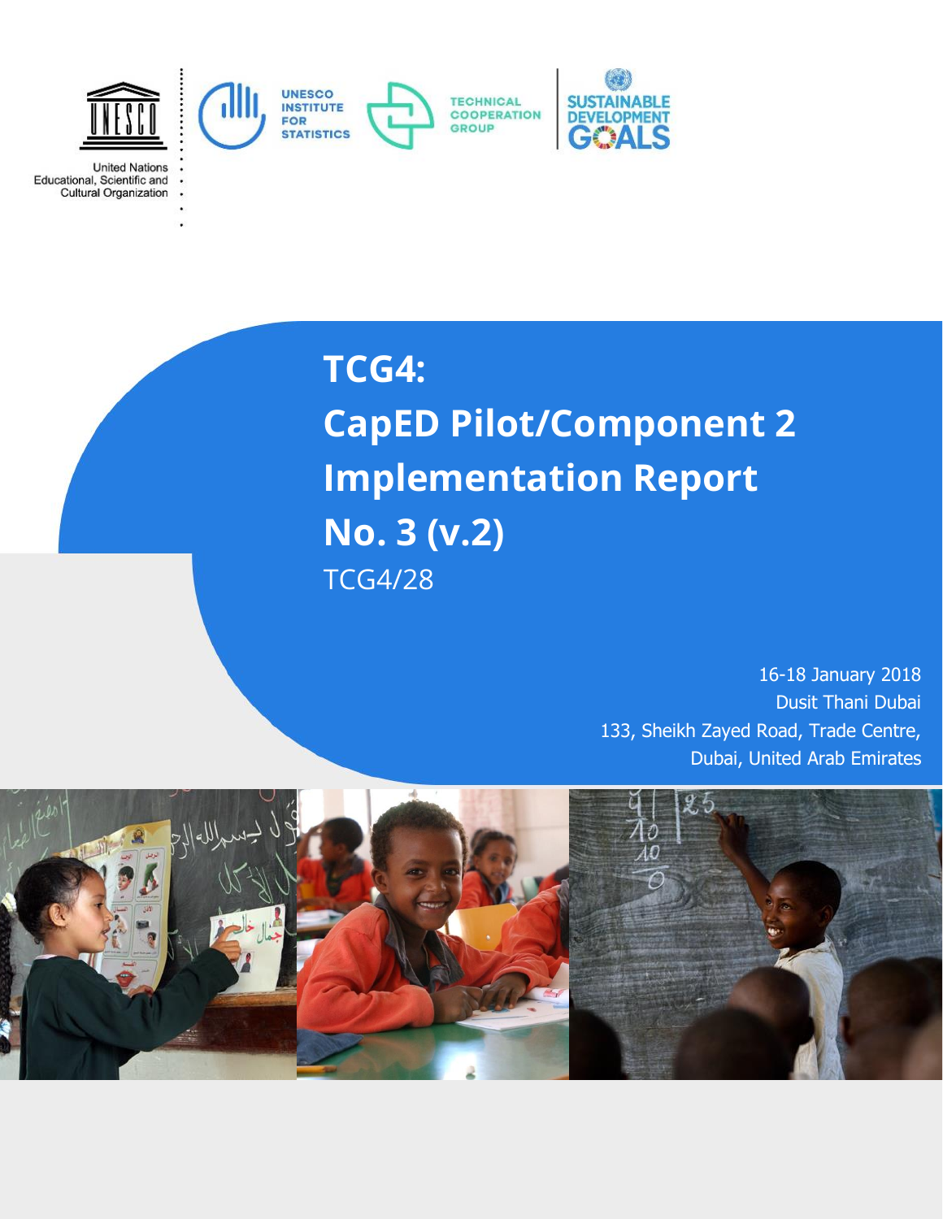United Nations
Educational, Scientific and
Cultural Organization

UNESCO INSTITUTE FOR STATISTICS

TECHNICAL COOPERATION GROUP

SUSTAINABLE DEVELOPMENT GOALS

# TCG4:
# CapED Pilot/Component 2 Implementation Report No. 3 (v.2)

TCG4/28

16-18 January 2018
Dusit Thani Dubai
133, Sheikh Zayed Road, Trade Centre,
Dubai, United Arab Emirates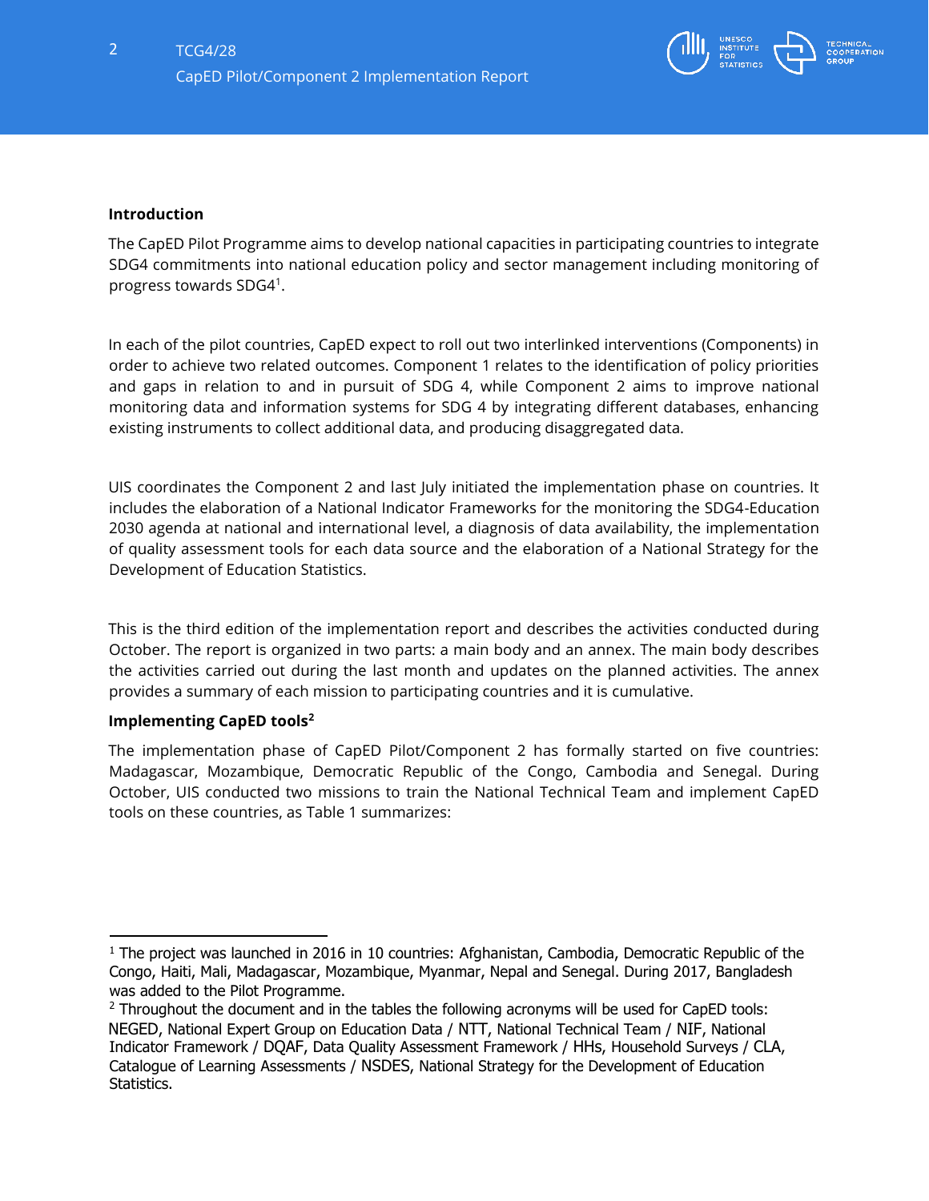**Introduction**

The CapED Pilot Programme aims to develop national capacities in participating countries to integrate SDG4 commitments into national education policy and sector management including monitoring of progress towards SDG4[1].

In each of the pilot countries, CapED expect to roll out two interlinked interventions (Components) in order to achieve two related outcomes. Component 1 relates to the identification of policy priorities and gaps in relation to and in pursuit of SDG 4, while Component 2 aims to improve national monitoring data and information systems for SDG 4 by integrating different databases, enhancing existing instruments to collect additional data, and producing disaggregated data.

UIS coordinates the Component 2 and last July initiated the implementation phase on countries. It includes the elaboration of a National Indicator Frameworks for the monitoring the SDG4-Education 2030 agenda at national and international level, a diagnosis of data availability, the implementation of quality assessment tools for each data source and the elaboration of a National Strategy for the Development of Education Statistics.

This is the third edition of the implementation report and describes the activities conducted during October. The report is organized in two parts: a main body and an annex. The main body describes the activities carried out during the last month and updates on the planned activities. The annex provides a summary of each mission to participating countries and it is cumulative.

**Implementing CapED tools[2]**

The implementation phase of CapED Pilot/Component 2 has formally started on five countries: Madagascar, Mozambique, Democratic Republic of the Congo, Cambodia and Senegal. During October, UIS conducted two missions to train the National Technical Team and implement CapED tools on these countries, as Table 1 summarizes:

---

[1] The project was launched in 2016 in 10 countries: Afghanistan, Cambodia, Democratic Republic of the Congo, Haiti, Mali, Madagascar, Mozambique, Myanmar, Nepal and Senegal. During 2017, Bangladesh was added to the Pilot Programme.

[2] Throughout the document and in the tables the following acronyms will be used for CapED tools: NEGED, National Expert Group on Education Data / NTT, National Technical Team / NIF, National Indicator Framework / DQAF, Data Quality Assessment Framework / HHs, Household Surveys / CLA, Catalogue of Learning Assessments / NSDES, National Strategy for the Development of Education Statistics.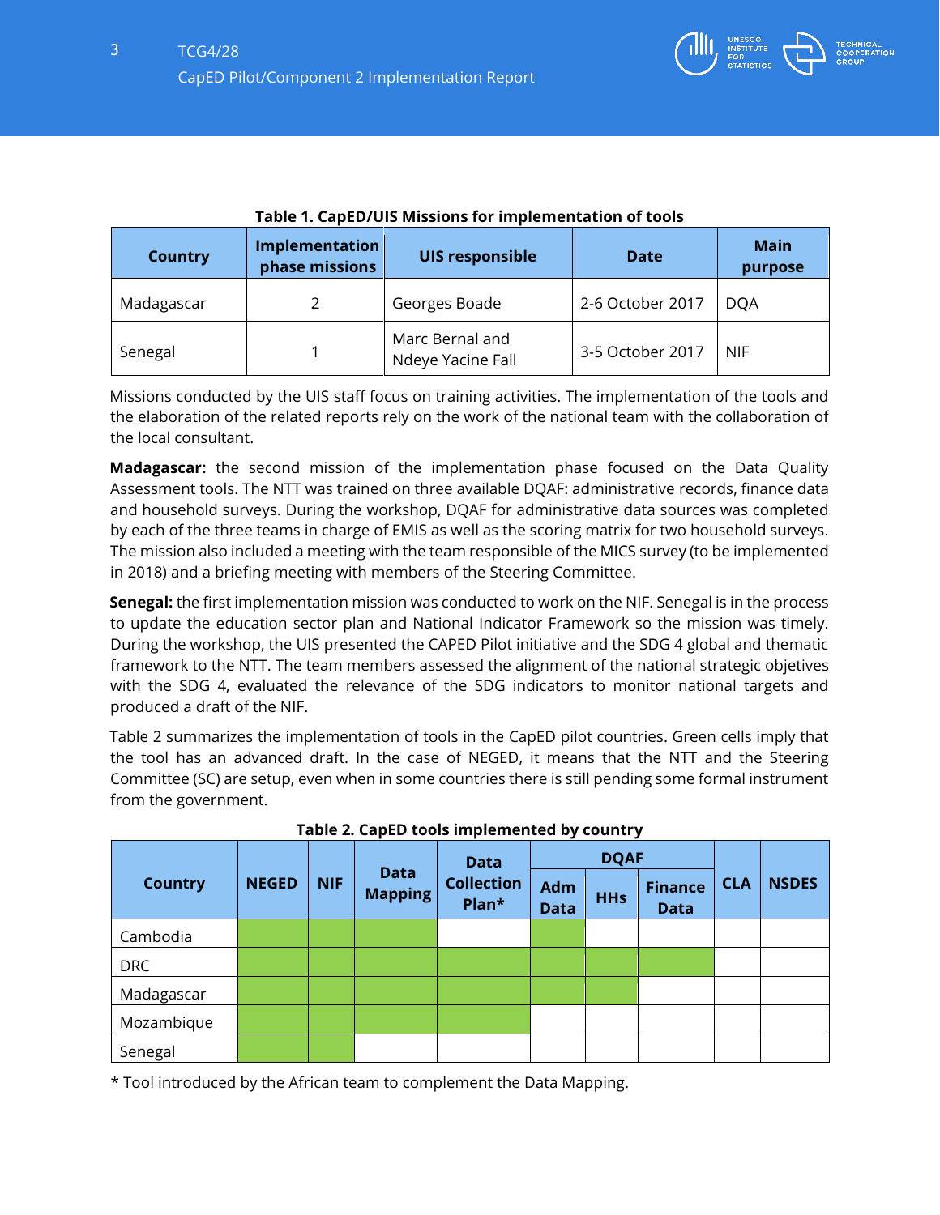**Table 1. CapED/UIS Missions for implementation of tools**

| Country | Implementation phase missions | UIS responsible | Date | Main purpose |
|---|---|---|---|---|
| Madagascar | 2 | Georges Boade | 2-6 October 2017 | DQA |
| Senegal | 1 | Marc Bernal and Ndeye Yacine Fall | 3-5 October 2017 | NIF |

Missions conducted by the UIS staff focus on training activities. The implementation of the tools and the elaboration of the related reports rely on the work of the national team with the collaboration of the local consultant.

**Madagascar:** the second mission of the implementation phase focused on the Data Quality Assessment tools. The NTT was trained on three available DQAF: administrative records, finance data and household surveys. During the workshop, DQAF for administrative data sources was completed by each of the three teams in charge of EMIS as well as the scoring matrix for two household surveys. The mission also included a meeting with the team responsible of the MICS survey (to be implemented in 2018) and a briefing meeting with members of the Steering Committee.

**Senegal:** the first implementation mission was conducted to work on the NIF. Senegal is in the process to update the education sector plan and National Indicator Framework so the mission was timely. During the workshop, the UIS presented the CAPED Pilot initiative and the SDG 4 global and thematic framework to the NTT. The team members assessed the alignment of the national strategic objetives with the SDG 4, evaluated the relevance of the SDG indicators to monitor national targets and produced a draft of the NIF.

Table 2 summarizes the implementation of tools in the CapED pilot countries. Green cells imply that the tool has an advanced draft. In the case of NEGED, it means that the NTT and the Steering Committee (SC) are setup, even when in some countries there is still pending some formal instrument from the government.

**Table 2. CapED tools implemented by country**

| Country | NEGED | NIF | Data Mapping | Data Collection Plan* | DQAF | | | CLA | NSDES |
|---|---|---|---|---|---|---|---|---|---|
| | | | | | Adm Data | HHs | Finance Data | | |
| Cambodia | ✓ | ✓ | ✓ | | ✓ | | | | |
| DRC | ✓ | ✓ | ✓ | ✓ | ✓ | ✓ | ✓ | | |
| Madagascar | ✓ | ✓ | ✓ | ✓ | ✓ | ✓ | | | |
| Mozambique | ✓ | ✓ | ✓ | ✓ | | | | | |
| Senegal | ✓ | ✓ | | | | | | | |

(✓ = green cell)

\* Tool introduced by the African team to complement the Data Mapping.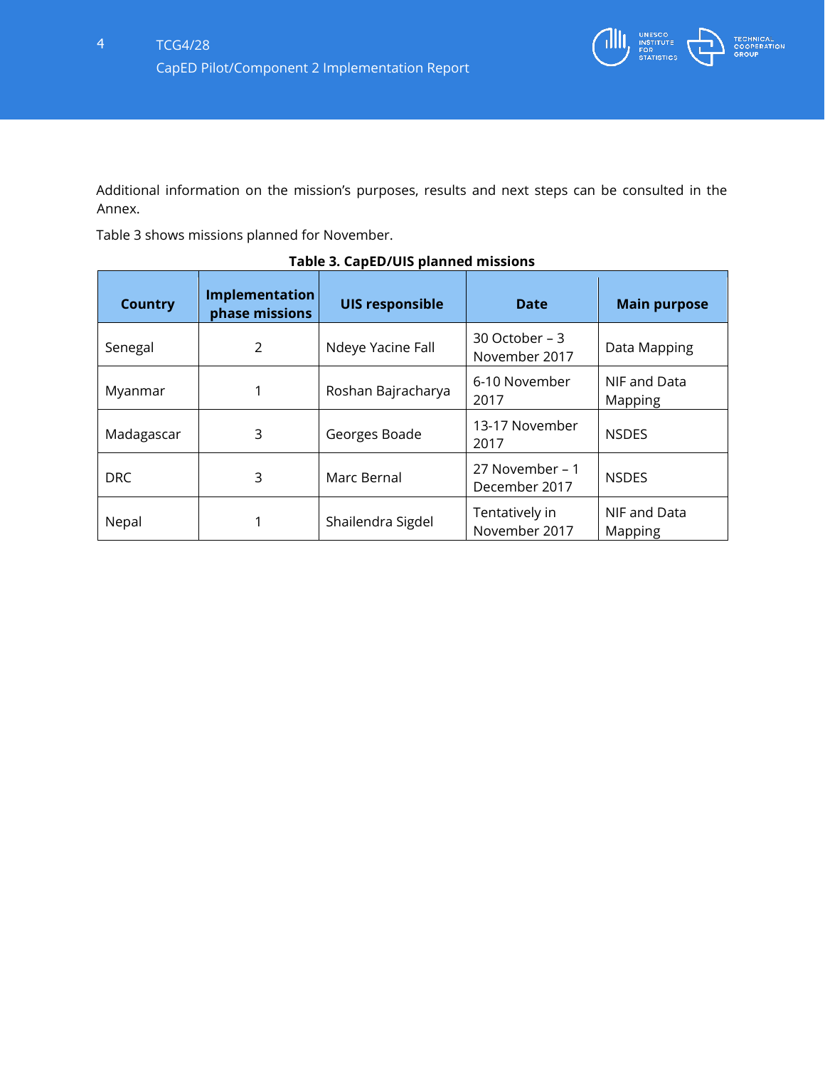Additional information on the mission's purposes, results and next steps can be consulted in the Annex.

Table 3 shows missions planned for November.

**Table 3. CapED/UIS planned missions**

| Country | Implementation phase missions | UIS responsible | Date | Main purpose |
|---|---|---|---|---|
| Senegal | 2 | Ndeye Yacine Fall | 30 October – 3 November 2017 | Data Mapping |
| Myanmar | 1 | Roshan Bajracharya | 6-10 November 2017 | NIF and Data Mapping |
| Madagascar | 3 | Georges Boade | 13-17 November 2017 | NSDES |
| DRC | 3 | Marc Bernal | 27 November – 1 December 2017 | NSDES |
| Nepal | 1 | Shailendra Sigdel | Tentatively in November 2017 | NIF and Data Mapping |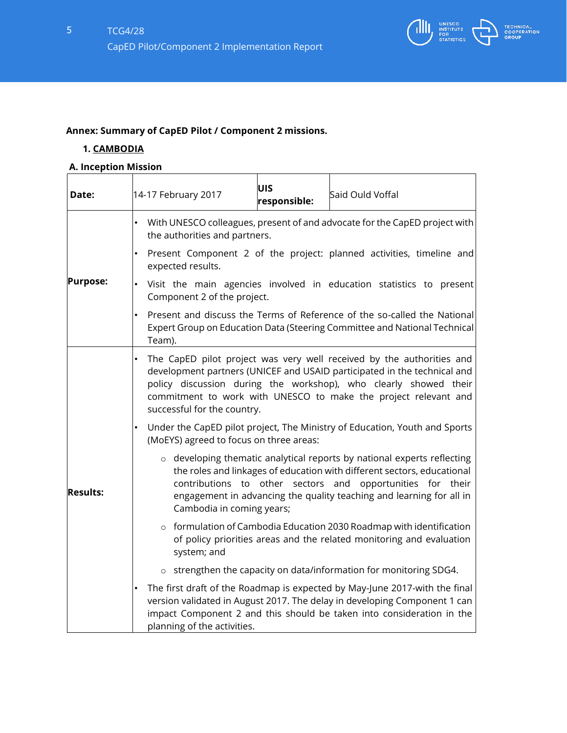**Annex: Summary of CapED Pilot / Component 2 missions.**

1. **CAMBODIA**

**A. Inception Mission**

| **Date:** | 14-17 February 2017 | **UIS responsible:** | Said Ould Voffal |
|---|---|---|---|
| **Purpose:** | • With UNESCO colleagues, present of and advocate for the CapED project with the authorities and partners.<br>• Present Component 2 of the project: planned activities, timeline and expected results.<br>• Visit the main agencies involved in education statistics to present Component 2 of the project.<br>• Present and discuss the Terms of Reference of the so-called the National Expert Group on Education Data (Steering Committee and National Technical Team). | | |
| **Results:** | • The CapED pilot project was very well received by the authorities and development partners (UNICEF and USAID participated in the technical and policy discussion during the workshop), who clearly showed their commitment to work with UNESCO to make the project relevant and successful for the country.<br>• Under the CapED pilot project, The Ministry of Education, Youth and Sports (MoEYS) agreed to focus on three areas:<br>○ developing thematic analytical reports by national experts reflecting the roles and linkages of education with different sectors, educational contributions to other sectors and opportunities for their engagement in advancing the quality teaching and learning for all in Cambodia in coming years;<br>○ formulation of Cambodia Education 2030 Roadmap with identification of policy priorities areas and the related monitoring and evaluation system; and<br>○ strengthen the capacity on data/information for monitoring SDG4.<br>• The first draft of the Roadmap is expected by May-June 2017-with the final version validated in August 2017. The delay in developing Component 1 can impact Component 2 and this should be taken into consideration in the planning of the activities. | | |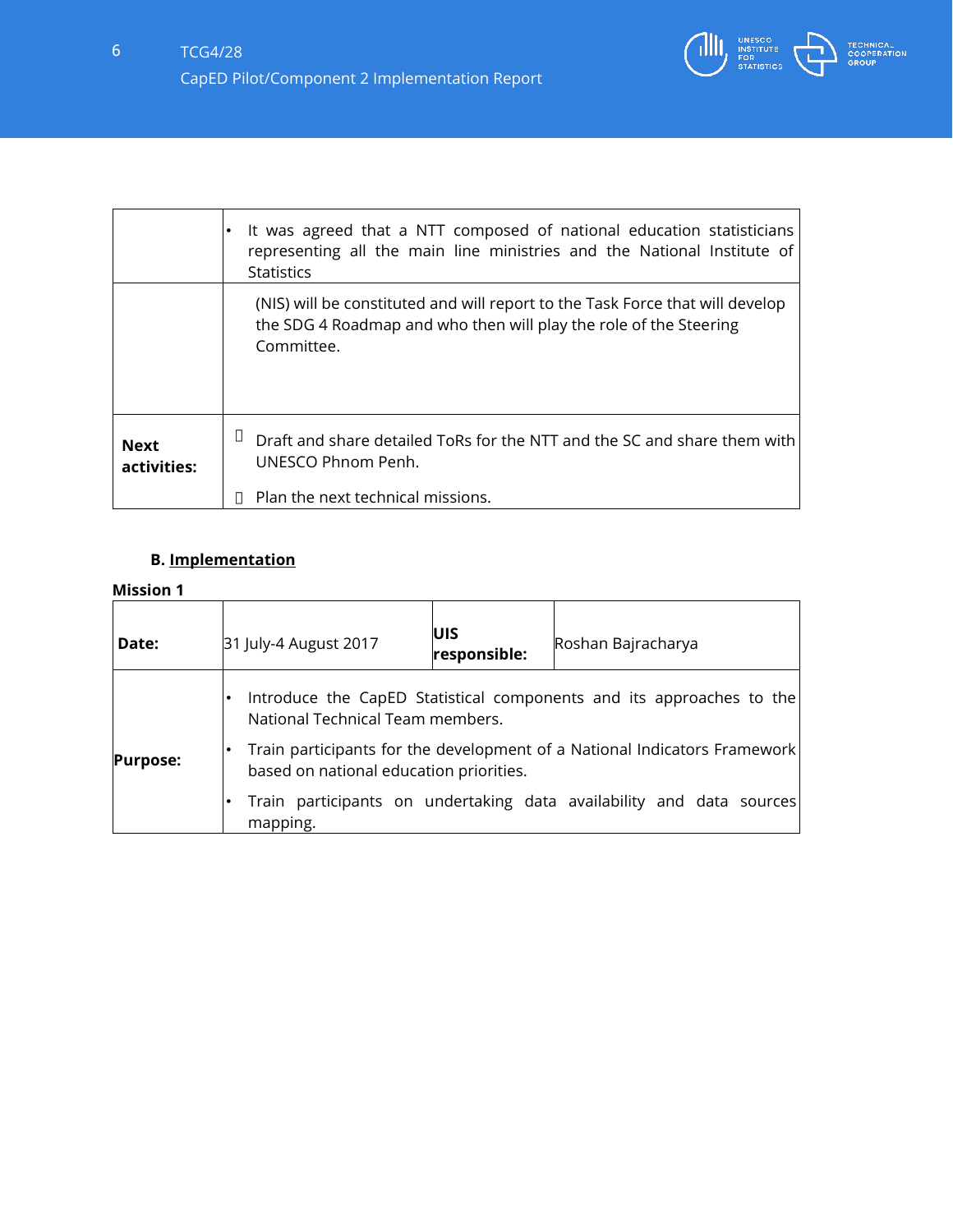| | |
|---|---|
| | • It was agreed that a NTT composed of national education statisticians representing all the main line ministries and the National Institute of Statistics |
| | (NIS) will be constituted and will report to the Task Force that will develop the SDG 4 Roadmap and who then will play the role of the Steering Committee. |
| **Next activities:** |  Draft and share detailed ToRs for the NTT and the SC and share them with UNESCO Phnom Penh.<br> Plan the next technical missions. |

### B. Implementation

**Mission 1**

| | | | |
|---|---|---|---|
| **Date:** | 31 July-4 August 2017 | **UIS responsible:** | Roshan Bajracharya |
| **Purpose:** | • Introduce the CapED Statistical components and its approaches to the National Technical Team members.<br>• Train participants for the development of a National Indicators Framework based on national education priorities.<br>• Train participants on undertaking data availability and data sources mapping. | | |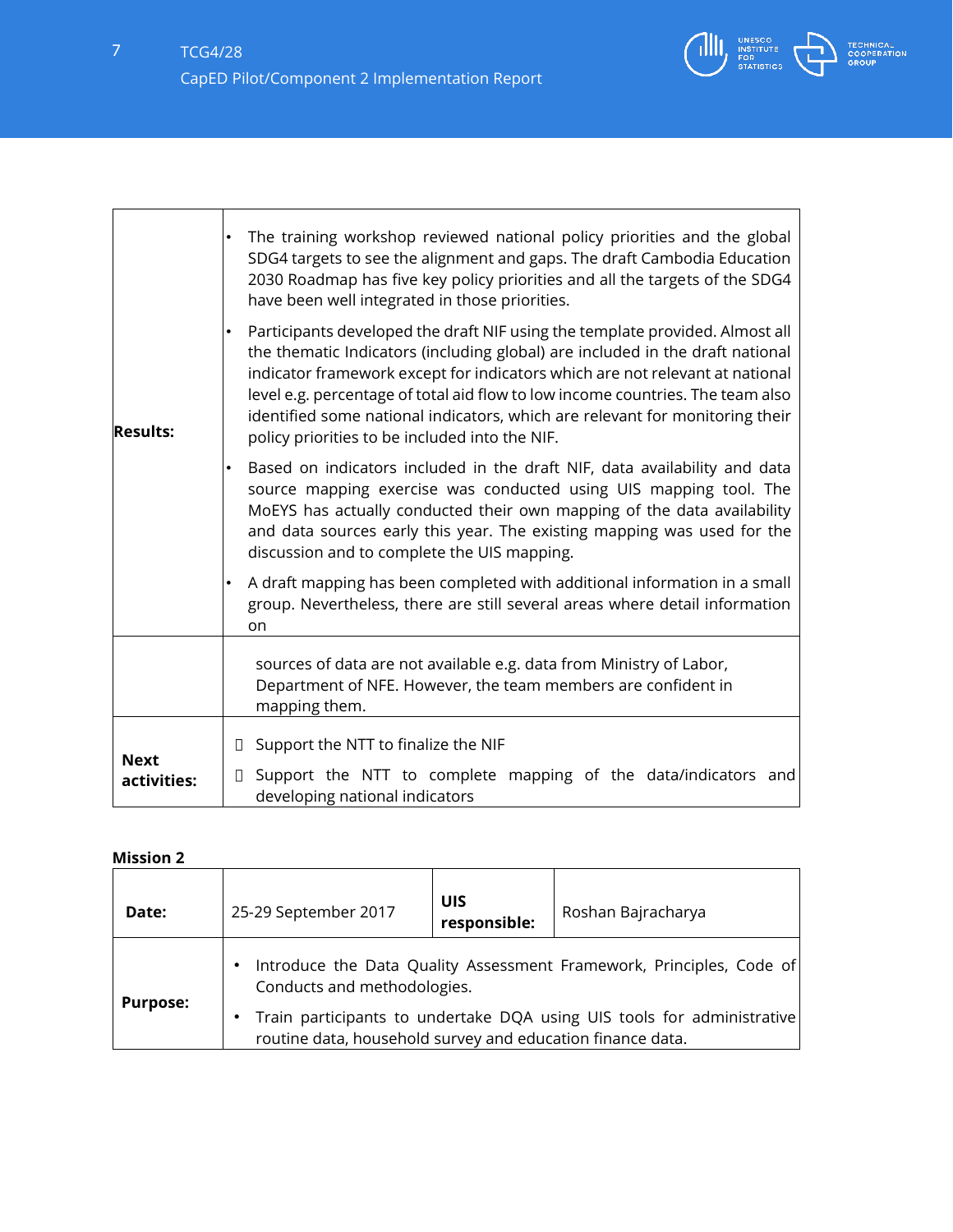| | |
|---|---|
| **Results:** | • The training workshop reviewed national policy priorities and the global SDG4 targets to see the alignment and gaps. The draft Cambodia Education 2030 Roadmap has five key policy priorities and all the targets of the SDG4 have been well integrated in those priorities.<br>• Participants developed the draft NIF using the template provided. Almost all the thematic Indicators (including global) are included in the draft national indicator framework except for indicators which are not relevant at national level e.g. percentage of total aid flow to low income countries. The team also identified some national indicators, which are relevant for monitoring their policy priorities to be included into the NIF.<br>• Based on indicators included in the draft NIF, data availability and data source mapping exercise was conducted using UIS mapping tool. The MoEYS has actually conducted their own mapping of the data availability and data sources early this year. The existing mapping was used for the discussion and to complete the UIS mapping.<br>• A draft mapping has been completed with additional information in a small group. Nevertheless, there are still several areas where detail information on sources of data are not available e.g. data from Ministry of Labor, Department of NFE. However, the team members are confident in mapping them. |
| **Next activities:** | • Support the NTT to finalize the NIF<br>• Support the NTT to complete mapping of the data/indicators and developing national indicators |

**Mission 2**

| | | | |
|---|---|---|---|
| **Date:** | 25-29 September 2017 | **UIS responsible:** | Roshan Bajracharya |
| **Purpose:** | • Introduce the Data Quality Assessment Framework, Principles, Code of Conducts and methodologies.<br>• Train participants to undertake DQA using UIS tools for administrative routine data, household survey and education finance data. | | |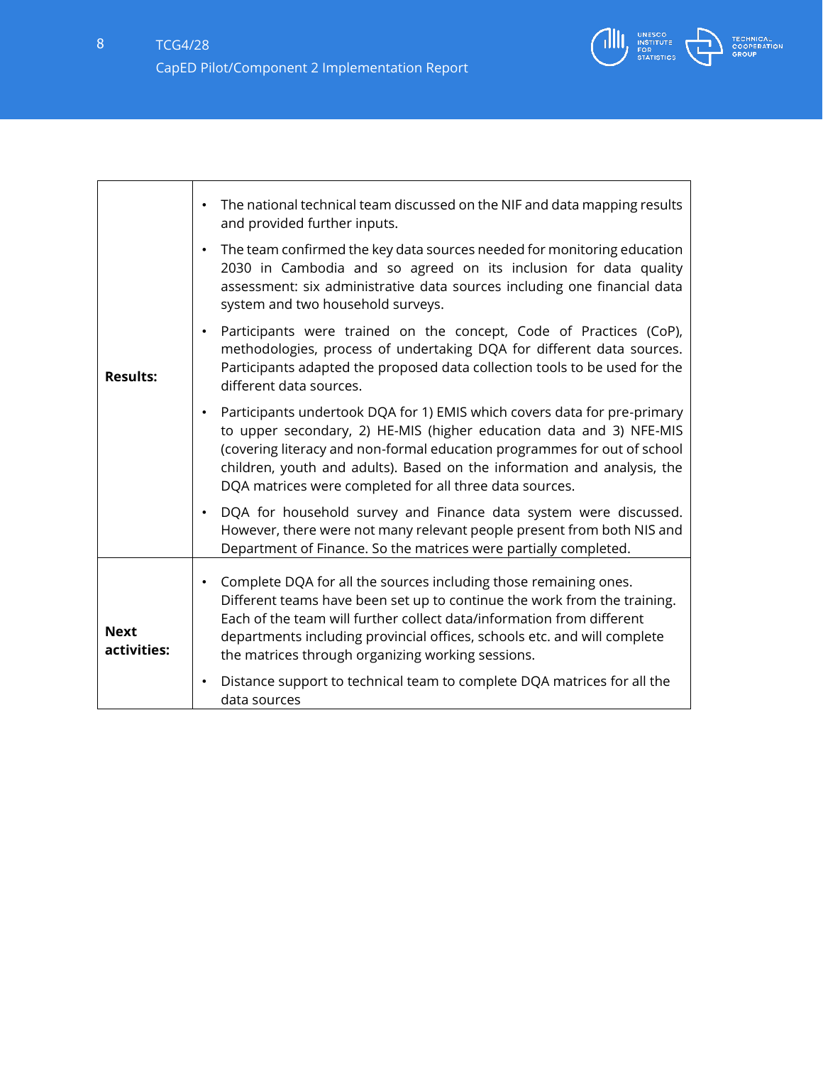| | |
|---|---|
| **Results:** | • The national technical team discussed on the NIF and data mapping results and provided further inputs.<br>• The team confirmed the key data sources needed for monitoring education 2030 in Cambodia and so agreed on its inclusion for data quality assessment: six administrative data sources including one financial data system and two household surveys.<br>• Participants were trained on the concept, Code of Practices (CoP), methodologies, process of undertaking DQA for different data sources. Participants adapted the proposed data collection tools to be used for the different data sources.<br>• Participants undertook DQA for 1) EMIS which covers data for pre-primary to upper secondary, 2) HE-MIS (higher education data and 3) NFE-MIS (covering literacy and non-formal education programmes for out of school children, youth and adults). Based on the information and analysis, the DQA matrices were completed for all three data sources.<br>• DQA for household survey and Finance data system were discussed. However, there were not many relevant people present from both NIS and Department of Finance. So the matrices were partially completed. |
| **Next activities:** | • Complete DQA for all the sources including those remaining ones. Different teams have been set up to continue the work from the training. Each of the team will further collect data/information from different departments including provincial offices, schools etc. and will complete the matrices through organizing working sessions.<br>• Distance support to technical team to complete DQA matrices for all the data sources |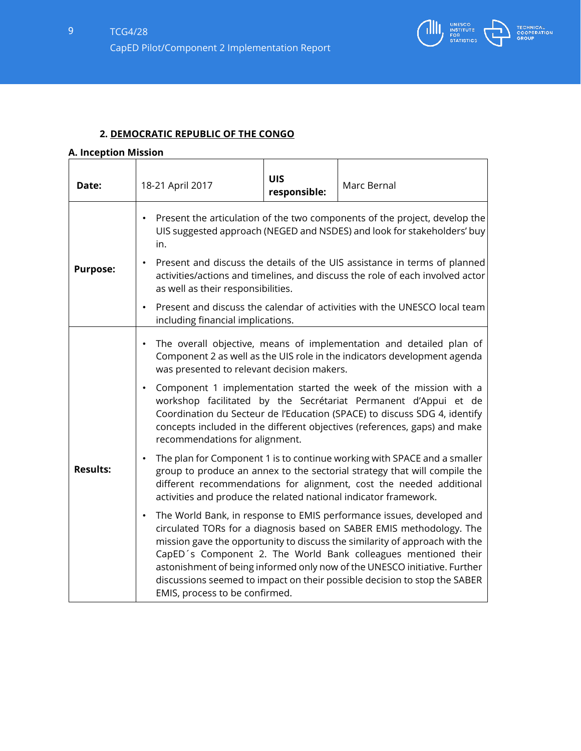## 2. DEMOCRATIC REPUBLIC OF THE CONGO

### A. Inception Mission

| **Date:** | 18-21 April 2017 | **UIS responsible:** | Marc Bernal |
|---|---|---|---|
| **Purpose:** | • Present the articulation of the two components of the project, develop the UIS suggested approach (NEGED and NSDES) and look for stakeholders' buy in.<br>• Present and discuss the details of the UIS assistance in terms of planned activities/actions and timelines, and discuss the role of each involved actor as well as their responsibilities.<br>• Present and discuss the calendar of activities with the UNESCO local team including financial implications. | | |
| **Results:** | • The overall objective, means of implementation and detailed plan of Component 2 as well as the UIS role in the indicators development agenda was presented to relevant decision makers.<br>• Component 1 implementation started the week of the mission with a workshop facilitated by the Secrétariat Permanent d'Appui et de Coordination du Secteur de l'Education (SPACE) to discuss SDG 4, identify concepts included in the different objectives (references, gaps) and make recommendations for alignment.<br>• The plan for Component 1 is to continue working with SPACE and a smaller group to produce an annex to the sectorial strategy that will compile the different recommendations for alignment, cost the needed additional activities and produce the related national indicator framework.<br>• The World Bank, in response to EMIS performance issues, developed and circulated TORs for a diagnosis based on SABER EMIS methodology. The mission gave the opportunity to discuss the similarity of approach with the CapED´s Component 2. The World Bank colleagues mentioned their astonishment of being informed only now of the UNESCO initiative. Further discussions seemed to impact on their possible decision to stop the SABER EMIS, process to be confirmed. | | |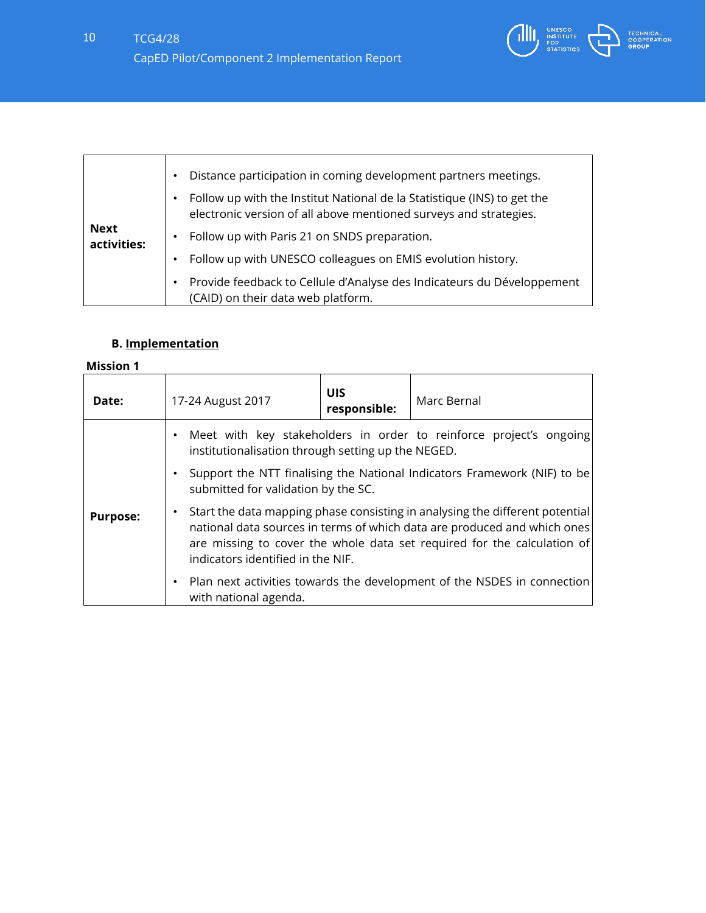| Next activities: | • Distance participation in coming development partners meetings.<br>• Follow up with the Institut National de la Statistique (INS) to get the electronic version of all above mentioned surveys and strategies.<br>• Follow up with Paris 21 on SNDS preparation.<br>• Follow up with UNESCO colleagues on EMIS evolution history.<br>• Provide feedback to Cellule d'Analyse des Indicateurs du Développement (CAID) on their data web platform. |
|---|---|

**B. Implementation**

**Mission 1**

| **Date:** | 17-24 August 2017 | **UIS responsible:** | Marc Bernal |
|---|---|---|---|
| **Purpose:** | • Meet with key stakeholders in order to reinforce project's ongoing institutionalisation through setting up the NEGED.<br>• Support the NTT finalising the National Indicators Framework (NIF) to be submitted for validation by the SC.<br>• Start the data mapping phase consisting in analysing the different potential national data sources in terms of which data are produced and which ones are missing to cover the whole data set required for the calculation of indicators identified in the NIF.<br>• Plan next activities towards the development of the NSDES in connection with national agenda. | | |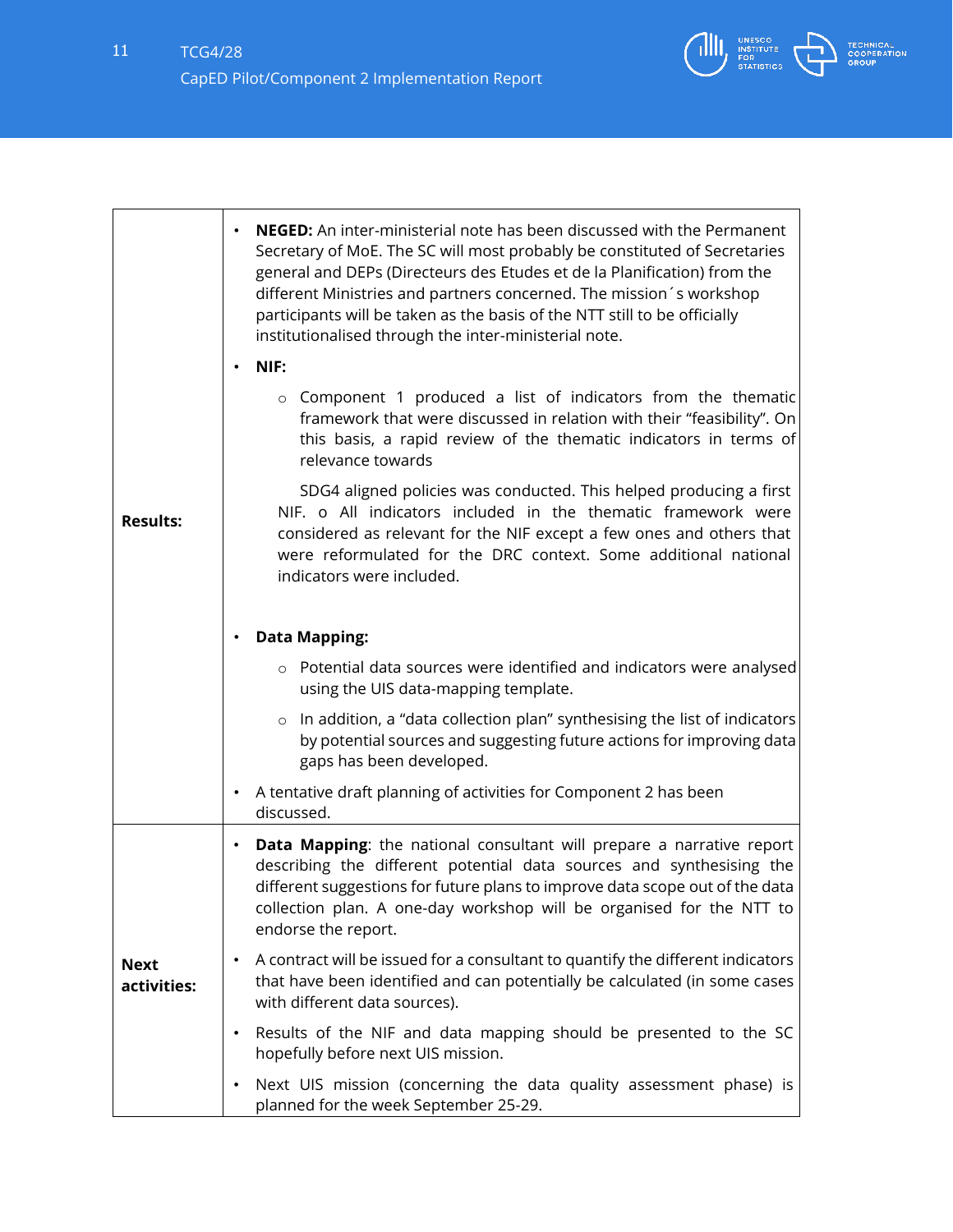| | |
|---|---|
| **Results:** | • **NEGED:** An inter-ministerial note has been discussed with the Permanent Secretary of MoE. The SC will most probably be constituted of Secretaries general and DEPs (Directeurs des Etudes et de la Planification) from the different Ministries and partners concerned. The mission´s workshop participants will be taken as the basis of the NTT still to be officially institutionalised through the inter-ministerial note.<br>• **NIF:**<br>  ○ Component 1 produced a list of indicators from the thematic framework that were discussed in relation with their "feasibility". On this basis, a rapid review of the thematic indicators in terms of relevance towards<br>  SDG4 aligned policies was conducted. This helped producing a first NIF. o All indicators included in the thematic framework were considered as relevant for the NIF except a few ones and others that were reformulated for the DRC context. Some additional national indicators were included.<br>• **Data Mapping:**<br>  ○ Potential data sources were identified and indicators were analysed using the UIS data-mapping template.<br>  ○ In addition, a "data collection plan" synthesising the list of indicators by potential sources and suggesting future actions for improving data gaps has been developed.<br>• A tentative draft planning of activities for Component 2 has been discussed. |
| **Next activities:** | • **Data Mapping**: the national consultant will prepare a narrative report describing the different potential data sources and synthesising the different suggestions for future plans to improve data scope out of the data collection plan. A one-day workshop will be organised for the NTT to endorse the report.<br>• A contract will be issued for a consultant to quantify the different indicators that have been identified and can potentially be calculated (in some cases with different data sources).<br>• Results of the NIF and data mapping should be presented to the SC hopefully before next UIS mission.<br>• Next UIS mission (concerning the data quality assessment phase) is planned for the week September 25-29. |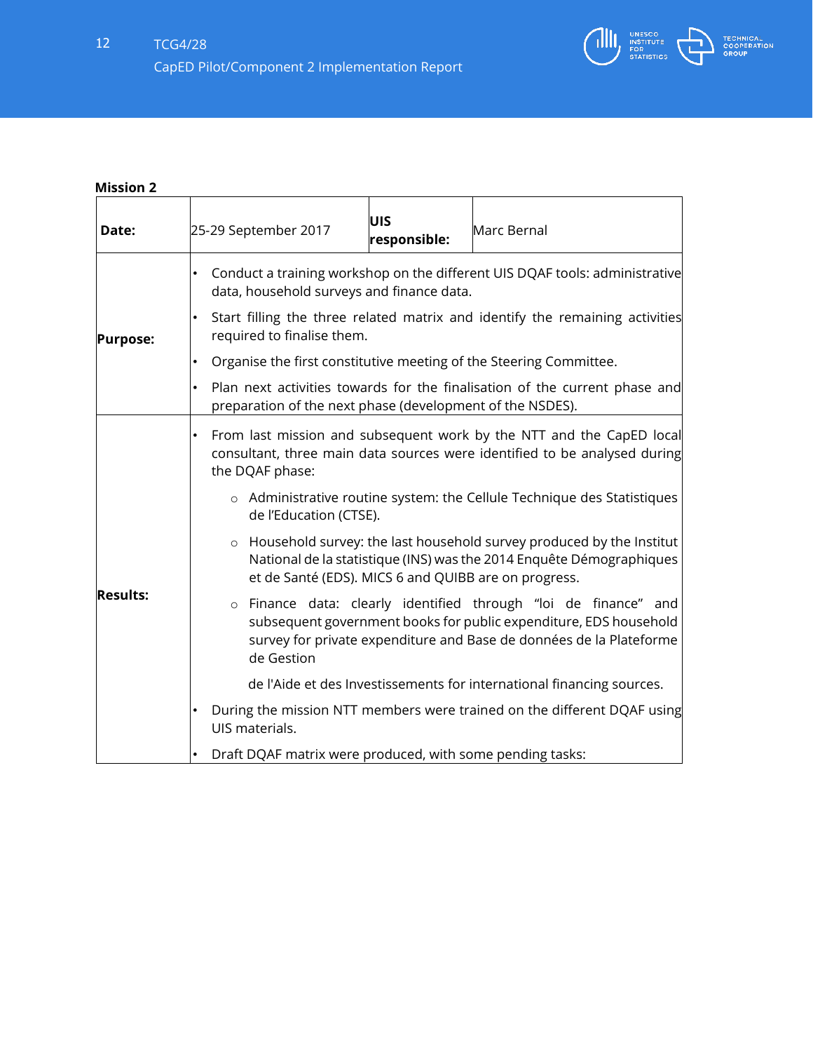**Mission 2**

| **Date:** | 25-29 September 2017 | **UIS responsible:** | Marc Bernal |
|---|---|---|---|
| **Purpose:** | • Conduct a training workshop on the different UIS DQAF tools: administrative data, household surveys and finance data.<br>• Start filling the three related matrix and identify the remaining activities required to finalise them.<br>• Organise the first constitutive meeting of the Steering Committee.<br>• Plan next activities towards for the finalisation of the current phase and preparation of the next phase (development of the NSDES). | | |
| **Results:** | • From last mission and subsequent work by the NTT and the CapED local consultant, three main data sources were identified to be analysed during the DQAF phase:<br>○ Administrative routine system: the Cellule Technique des Statistiques de l'Education (CTSE).<br>○ Household survey: the last household survey produced by the Institut National de la statistique (INS) was the 2014 Enquête Démographiques et de Santé (EDS). MICS 6 and QUIBB are on progress.<br>○ Finance data: clearly identified through "loi de finance" and subsequent government books for public expenditure, EDS household survey for private expenditure and Base de données de la Plateforme de Gestion de l'Aide et des Investissements for international financing sources.<br>• During the mission NTT members were trained on the different DQAF using UIS materials.<br>• Draft DQAF matrix were produced, with some pending tasks: | | |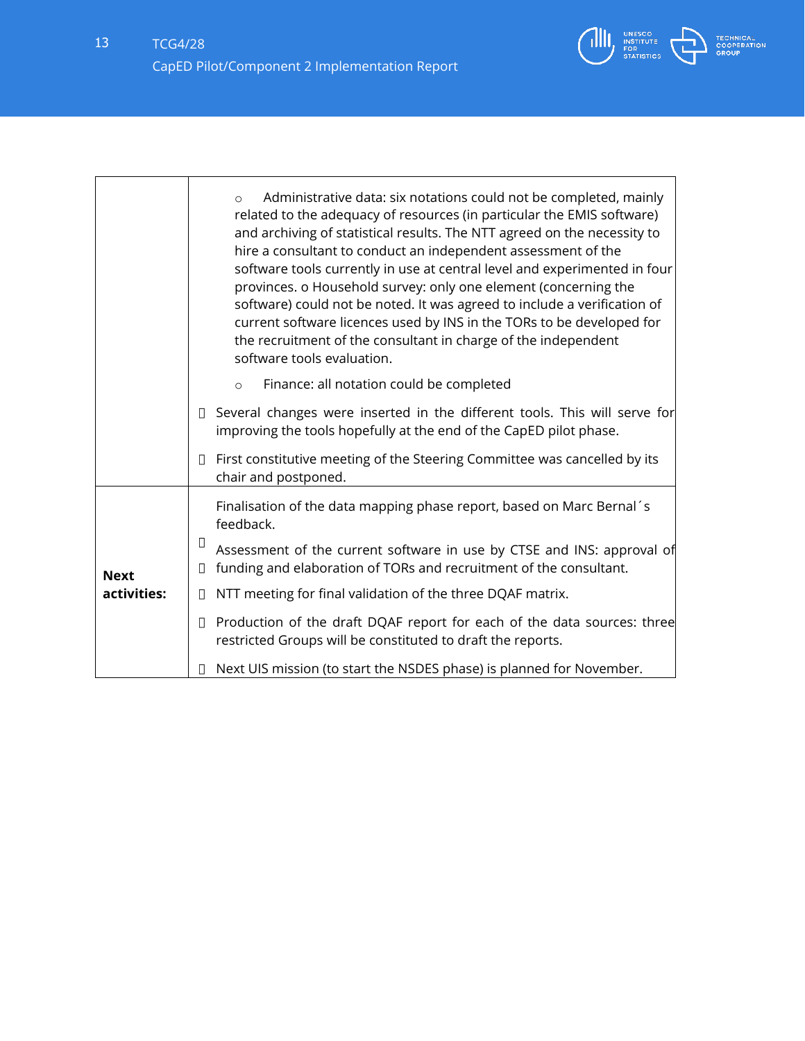| | |
|---|---|
| | ○ Administrative data: six notations could not be completed, mainly related to the adequacy of resources (in particular the EMIS software) and archiving of statistical results. The NTT agreed on the necessity to hire a consultant to conduct an independent assessment of the software tools currently in use at central level and experimented in four provinces. o Household survey: only one element (concerning the software) could not be noted. It was agreed to include a verification of current software licences used by INS in the TORs to be developed for the recruitment of the consultant in charge of the independent software tools evaluation.<br>○ Finance: all notation could be completed<br>• Several changes were inserted in the different tools. This will serve for improving the tools hopefully at the end of the CapED pilot phase.<br>• First constitutive meeting of the Steering Committee was cancelled by its chair and postponed. |
| **Next activities:** | • Finalisation of the data mapping phase report, based on Marc Bernal´s feedback.<br>• Assessment of the current software in use by CTSE and INS: approval of funding and elaboration of TORs and recruitment of the consultant.<br>• NTT meeting for final validation of the three DQAF matrix.<br>• Production of the draft DQAF report for each of the data sources: three restricted Groups will be constituted to draft the reports.<br>• Next UIS mission (to start the NSDES phase) is planned for November. |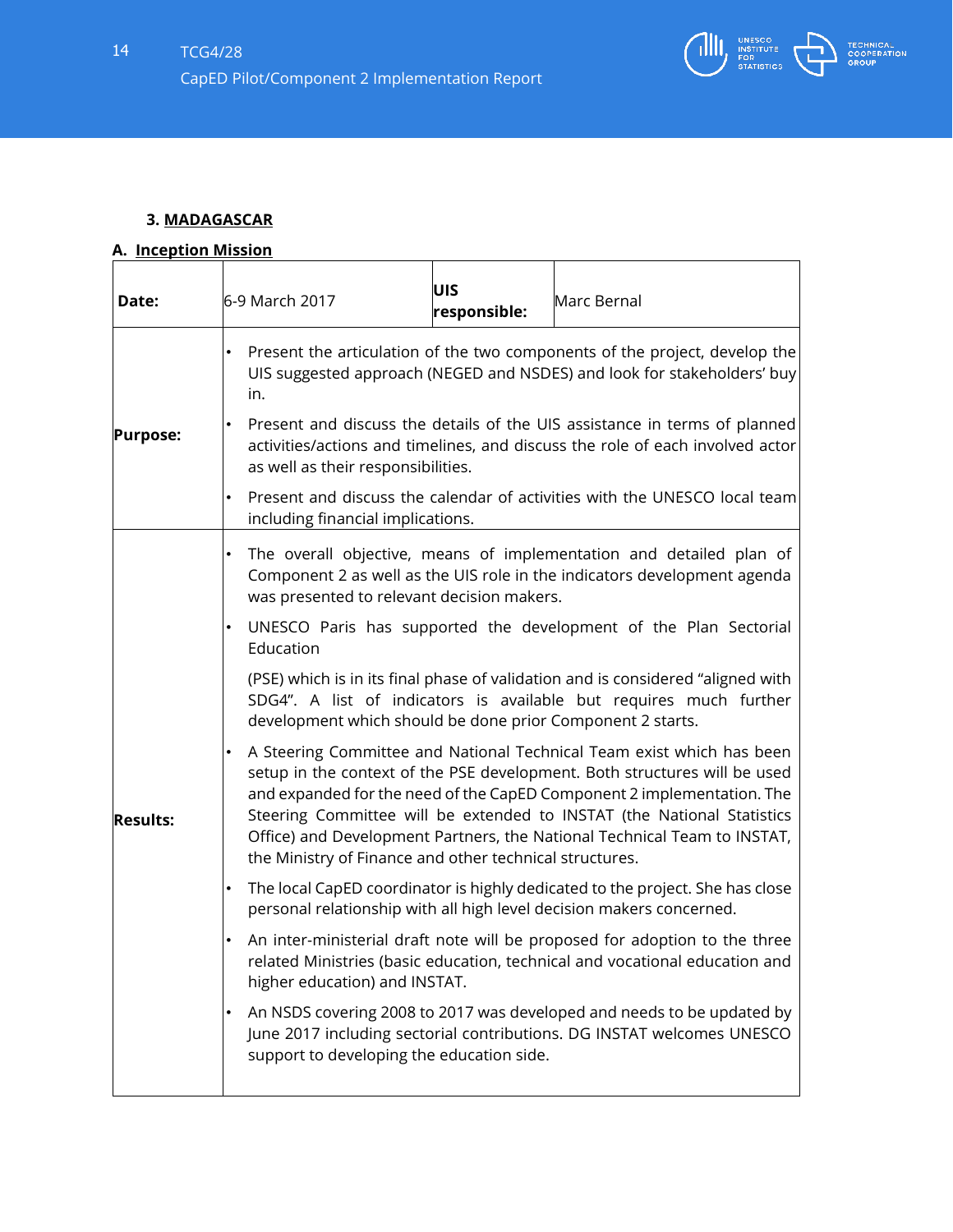### 3. MADAGASCAR

#### A. Inception Mission

| **Date:** | 6-9 March 2017 | **UIS responsible:** | Marc Bernal |
|---|---|---|---|
| **Purpose:** | • Present the articulation of the two components of the project, develop the UIS suggested approach (NEGED and NSDES) and look for stakeholders' buy in.<br>• Present and discuss the details of the UIS assistance in terms of planned activities/actions and timelines, and discuss the role of each involved actor as well as their responsibilities.<br>• Present and discuss the calendar of activities with the UNESCO local team including financial implications. | | |
| **Results:** | • The overall objective, means of implementation and detailed plan of Component 2 as well as the UIS role in the indicators development agenda was presented to relevant decision makers.<br>• UNESCO Paris has supported the development of the Plan Sectorial Education<br>(PSE) which is in its final phase of validation and is considered "aligned with SDG4". A list of indicators is available but requires much further development which should be done prior Component 2 starts.<br>• A Steering Committee and National Technical Team exist which has been setup in the context of the PSE development. Both structures will be used and expanded for the need of the CapED Component 2 implementation. The Steering Committee will be extended to INSTAT (the National Statistics Office) and Development Partners, the National Technical Team to INSTAT, the Ministry of Finance and other technical structures.<br>• The local CapED coordinator is highly dedicated to the project. She has close personal relationship with all high level decision makers concerned.<br>• An inter-ministerial draft note will be proposed for adoption to the three related Ministries (basic education, technical and vocational education and higher education) and INSTAT.<br>• An NSDS covering 2008 to 2017 was developed and needs to be updated by June 2017 including sectorial contributions. DG INSTAT welcomes UNESCO support to developing the education side. | | |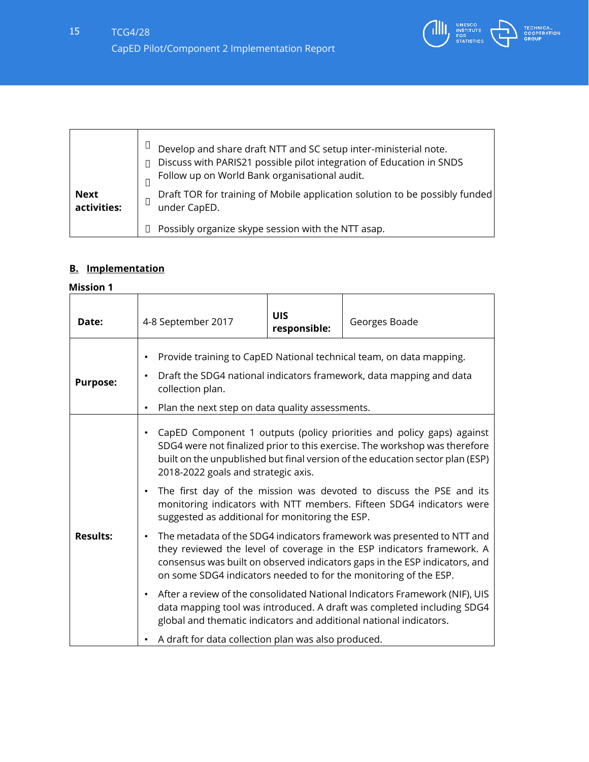| | |
|---|---|
| **Next activities:** | • Develop and share draft NTT and SC setup inter-ministerial note.<br>• Discuss with PARIS21 possible pilot integration of Education in SNDS<br>• Follow up on World Bank organisational audit.<br>• Draft TOR for training of Mobile application solution to be possibly funded under CapED.<br>• Possibly organize skype session with the NTT asap. |

## B. Implementation

**Mission 1**

| **Date:** | 4-8 September 2017 | **UIS responsible:** | Georges Boade |
|---|---|---|---|
| **Purpose:** | • Provide training to CapED National technical team, on data mapping.<br>• Draft the SDG4 national indicators framework, data mapping and data collection plan.<br>• Plan the next step on data quality assessments. | | |
| **Results:** | • CapED Component 1 outputs (policy priorities and policy gaps) against SDG4 were not finalized prior to this exercise. The workshop was therefore built on the unpublished but final version of the education sector plan (ESP) 2018-2022 goals and strategic axis.<br>• The first day of the mission was devoted to discuss the PSE and its monitoring indicators with NTT members. Fifteen SDG4 indicators were suggested as additional for monitoring the ESP.<br>• The metadata of the SDG4 indicators framework was presented to NTT and they reviewed the level of coverage in the ESP indicators framework. A consensus was built on observed indicators gaps in the ESP indicators, and on some SDG4 indicators needed to for the monitoring of the ESP.<br>• After a review of the consolidated National Indicators Framework (NIF), UIS data mapping tool was introduced. A draft was completed including SDG4 global and thematic indicators and additional national indicators.<br>• A draft for data collection plan was also produced. | | |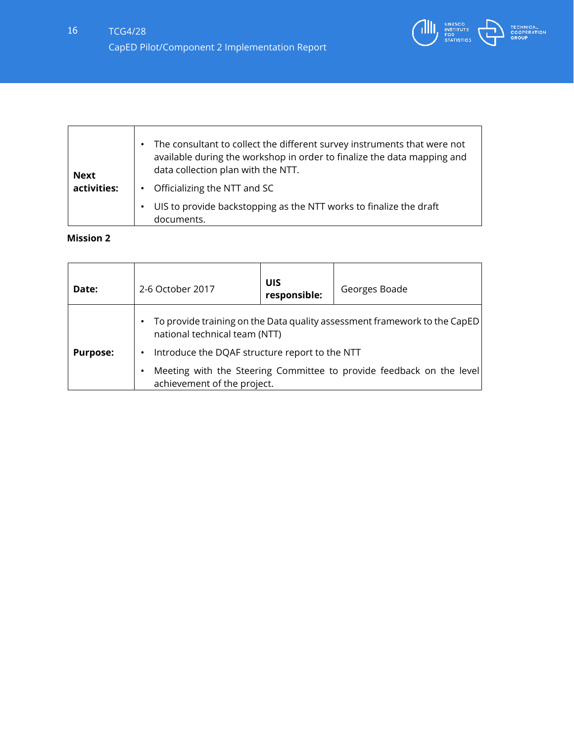| | |
|---|---|
| **Next activities:** | • The consultant to collect the different survey instruments that were not available during the workshop in order to finalize the data mapping and data collection plan with the NTT.<br>• Officializing the NTT and SC<br>• UIS to provide backstopping as the NTT works to finalize the draft documents. |

**Mission 2**

| | | | |
|---|---|---|---|
| **Date:** | 2-6 October 2017 | **UIS responsible:** | Georges Boade |
| **Purpose:** | • To provide training on the Data quality assessment framework to the CapED national technical team (NTT)<br>• Introduce the DQAF structure report to the NTT<br>• Meeting with the Steering Committee to provide feedback on the level achievement of the project. | | |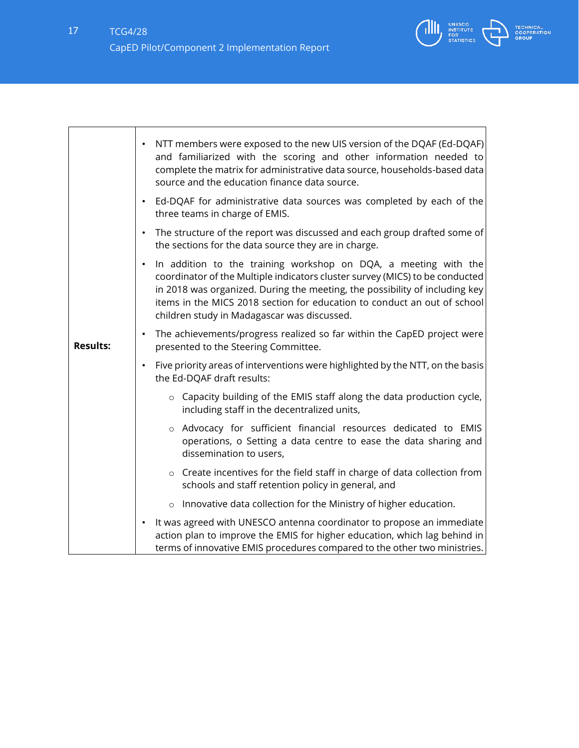| Results: | • NTT members were exposed to the new UIS version of the DQAF (Ed-DQAF) and familiarized with the scoring and other information needed to complete the matrix for administrative data source, households-based data source and the education finance data source.<br>• Ed-DQAF for administrative data sources was completed by each of the three teams in charge of EMIS.<br>• The structure of the report was discussed and each group drafted some of the sections for the data source they are in charge.<br>• In addition to the training workshop on DQA, a meeting with the coordinator of the Multiple indicators cluster survey (MICS) to be conducted in 2018 was organized. During the meeting, the possibility of including key items in the MICS 2018 section for education to conduct an out of school children study in Madagascar was discussed.<br>• The achievements/progress realized so far within the CapED project were presented to the Steering Committee.<br>• Five priority areas of interventions were highlighted by the NTT, on the basis the Ed-DQAF draft results:<br>○ Capacity building of the EMIS staff along the data production cycle, including staff in the decentralized units,<br>○ Advocacy for sufficient financial resources dedicated to EMIS operations, o Setting a data centre to ease the data sharing and dissemination to users,<br>○ Create incentives for the field staff in charge of data collection from schools and staff retention policy in general, and<br>○ Innovative data collection for the Ministry of higher education.<br>• It was agreed with UNESCO antenna coordinator to propose an immediate action plan to improve the EMIS for higher education, which lag behind in terms of innovative EMIS procedures compared to the other two ministries. |
|---|---|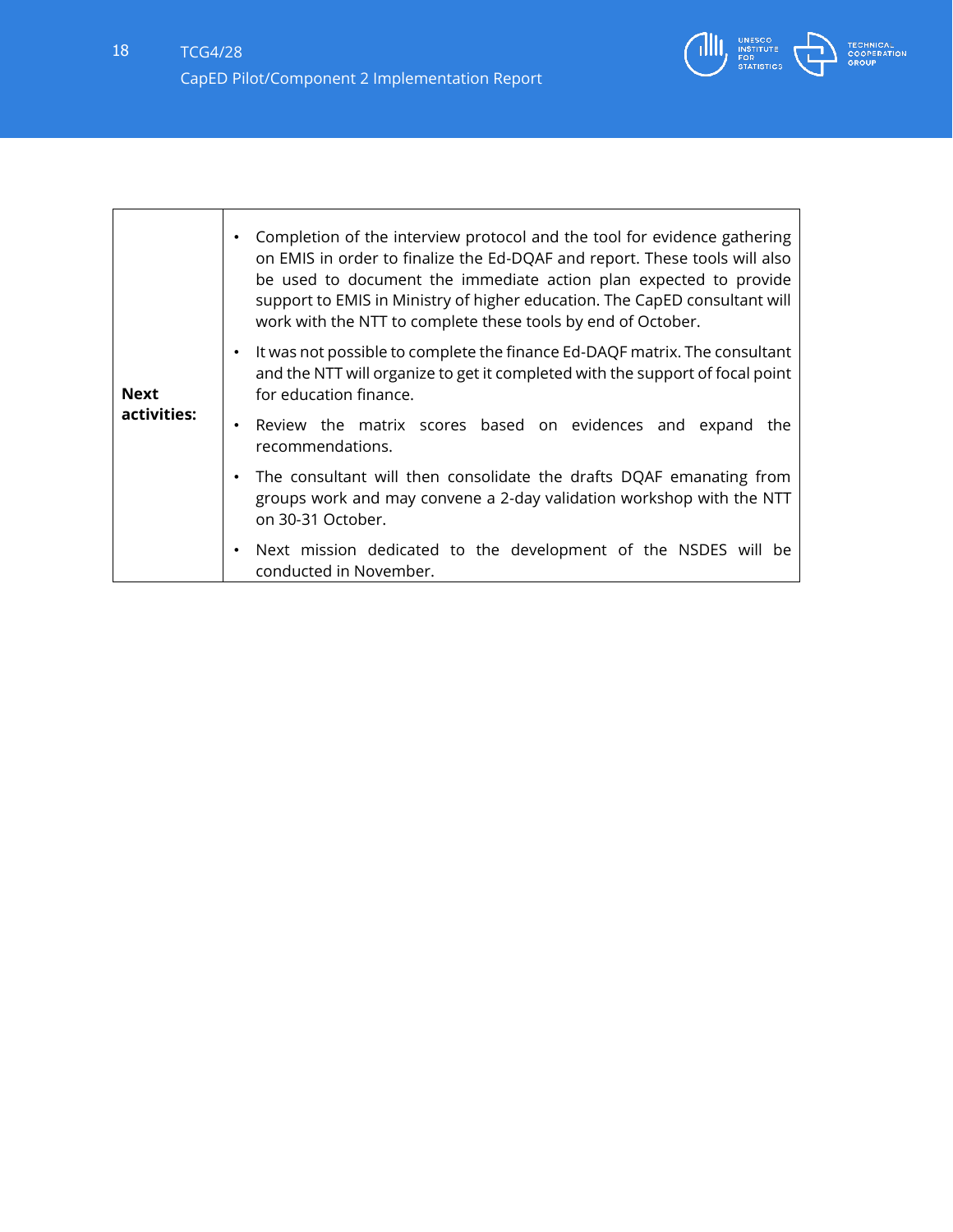| Next activities: | • Completion of the interview protocol and the tool for evidence gathering on EMIS in order to finalize the Ed-DQAF and report. These tools will also be used to document the immediate action plan expected to provide support to EMIS in Ministry of higher education. The CapED consultant will work with the NTT to complete these tools by end of October.<br>• It was not possible to complete the finance Ed-DAQF matrix. The consultant and the NTT will organize to get it completed with the support of focal point for education finance.<br>• Review the matrix scores based on evidences and expand the recommendations.<br>• The consultant will then consolidate the drafts DQAF emanating from groups work and may convene a 2-day validation workshop with the NTT on 30-31 October.<br>• Next mission dedicated to the development of the NSDES will be conducted in November. |
|---|---|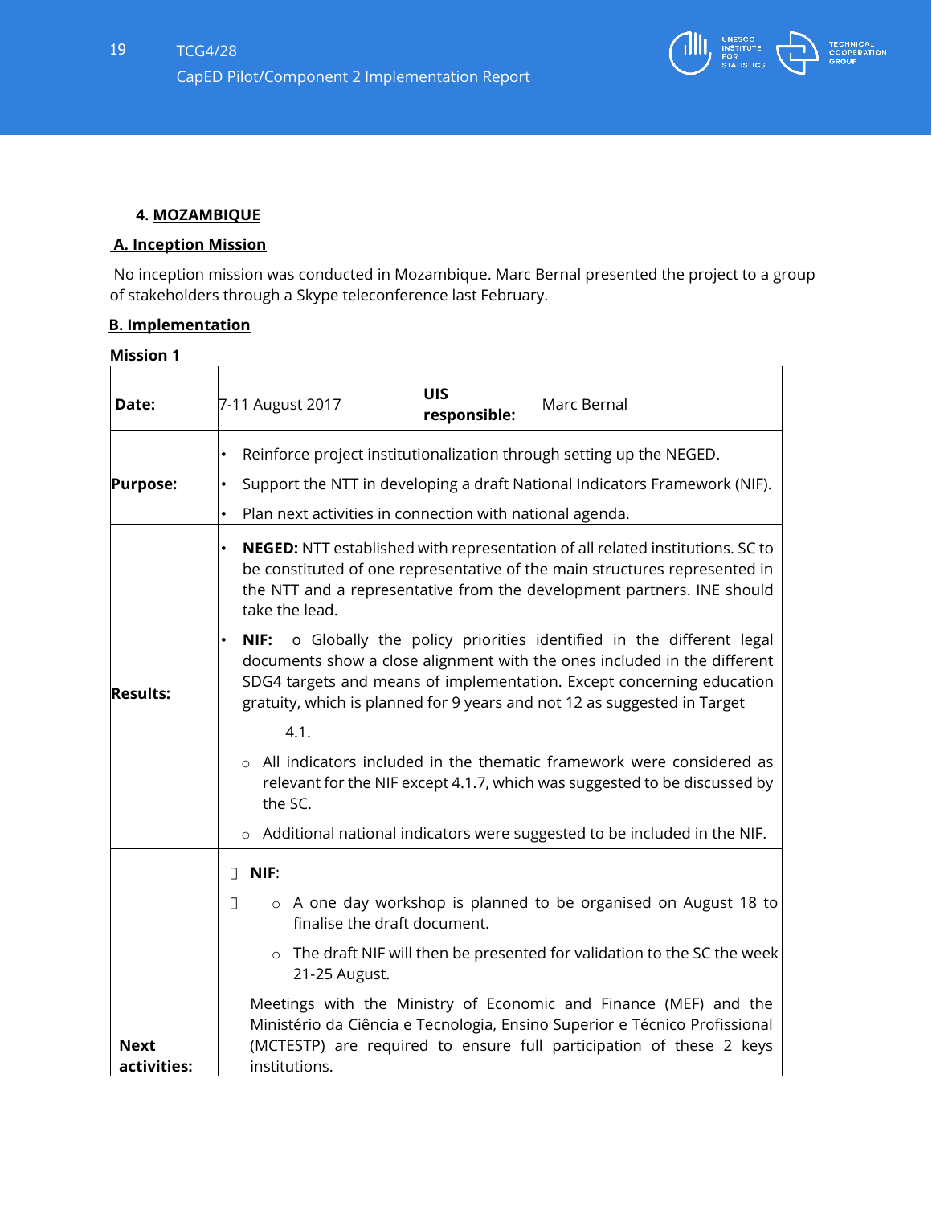### 4. MOZAMBIQUE

#### A. Inception Mission

No inception mission was conducted in Mozambique. Marc Bernal presented the project to a group of stakeholders through a Skype teleconference last February.

#### B. Implementation

**Mission 1**

| **Date:** | 7-11 August 2017 | **UIS responsible:** | Marc Bernal |
|---|---|---|---|
| **Purpose:** | • Reinforce project institutionalization through setting up the NEGED.<br>• Support the NTT in developing a draft National Indicators Framework (NIF).<br>• Plan next activities in connection with national agenda. | | |
| **Results:** | • **NEGED:** NTT established with representation of all related institutions. SC to be constituted of one representative of the main structures represented in the NTT and a representative from the development partners. INE should take the lead.<br>• **NIF:** o Globally the policy priorities identified in the different legal documents show a close alignment with the ones included in the different SDG4 targets and means of implementation. Except concerning education gratuity, which is planned for 9 years and not 12 as suggested in Target 4.1.<br>o All indicators included in the thematic framework were considered as relevant for the NIF except 4.1.7, which was suggested to be discussed by the SC.<br>o Additional national indicators were suggested to be included in the NIF. | | |
| **Next activities:** | **NIF**:<br>o A one day workshop is planned to be organised on August 18 to finalise the draft document.<br>o The draft NIF will then be presented for validation to the SC the week 21-25 August.<br>Meetings with the Ministry of Economic and Finance (MEF) and the Ministério da Ciência e Tecnologia, Ensino Superior e Técnico Profissional (MCTESTP) are required to ensure full participation of these 2 keys institutions. | | |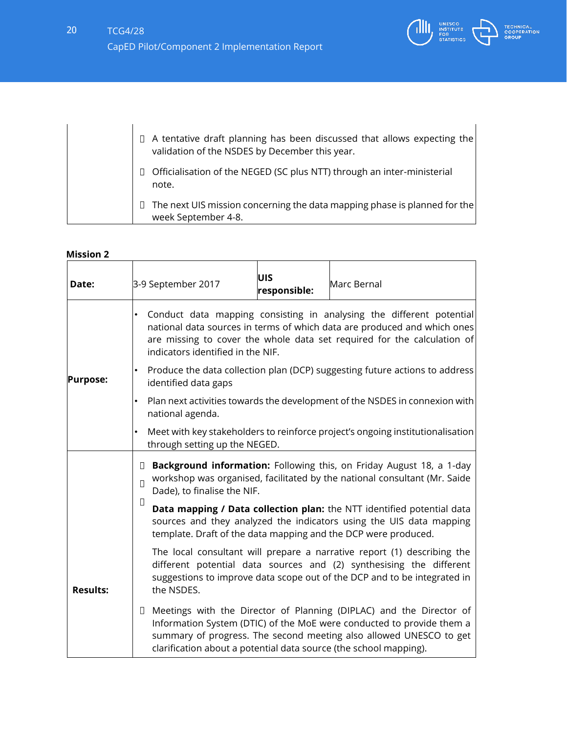| | |
|---|---|
| | - A tentative draft planning has been discussed that allows expecting the validation of the NSDES by December this year.<br>- Officialisation of the NEGED (SC plus NTT) through an inter-ministerial note.<br>- The next UIS mission concerning the data mapping phase is planned for the week September 4-8. |

**Mission 2**

| **Date:** | 3-9 September 2017 | **UIS responsible:** | Marc Bernal |
|---|---|---|---|
| **Purpose:** | • Conduct data mapping consisting in analysing the different potential national data sources in terms of which data are produced and which ones are missing to cover the whole data set required for the calculation of indicators identified in the NIF.<br>• Produce the data collection plan (DCP) suggesting future actions to address identified data gaps<br>• Plan next activities towards the development of the NSDES in connexion with national agenda.<br>• Meet with key stakeholders to reinforce project's ongoing institutionalisation through setting up the NEGED. | | |
| **Results:** | - **Background information:** Following this, on Friday August 18, a 1-day workshop was organised, facilitated by the national consultant (Mr. Saide Dade), to finalise the NIF.<br>- **Data mapping / Data collection plan:** the NTT identified potential data sources and they analyzed the indicators using the UIS data mapping template. Draft of the data mapping and the DCP were produced.<br>The local consultant will prepare a narrative report (1) describing the different potential data sources and (2) synthesising the different suggestions to improve data scope out of the DCP and to be integrated in the NSDES.<br>- Meetings with the Director of Planning (DIPLAC) and the Director of Information System (DTIC) of the MoE were conducted to provide them a summary of progress. The second meeting also allowed UNESCO to get clarification about a potential data source (the school mapping). | | |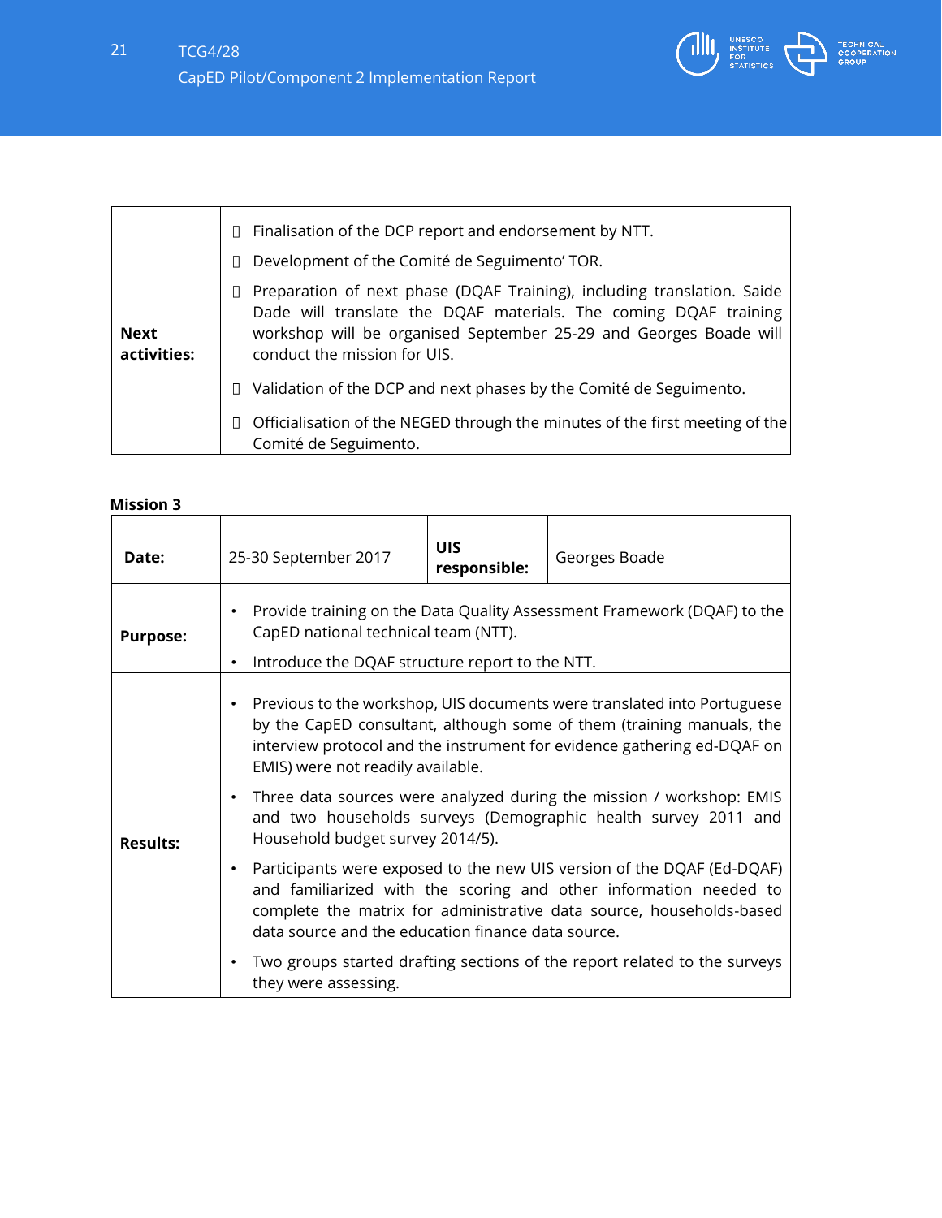| | |
|---|---|
| **Next activities:** | • Finalisation of the DCP report and endorsement by NTT.<br>• Development of the Comité de Seguimento' TOR.<br>• Preparation of next phase (DQAF Training), including translation. Saide Dade will translate the DQAF materials. The coming DQAF training workshop will be organised September 25-29 and Georges Boade will conduct the mission for UIS.<br>• Validation of the DCP and next phases by the Comité de Seguimento.<br>• Officialisation of the NEGED through the minutes of the first meeting of the Comité de Seguimento. |

**Mission 3**

| **Date:** | 25-30 September 2017 | **UIS responsible:** | Georges Boade |
|---|---|---|---|
| **Purpose:** | • Provide training on the Data Quality Assessment Framework (DQAF) to the CapED national technical team (NTT).<br>• Introduce the DQAF structure report to the NTT. | | |
| **Results:** | • Previous to the workshop, UIS documents were translated into Portuguese by the CapED consultant, although some of them (training manuals, the interview protocol and the instrument for evidence gathering ed-DQAF on EMIS) were not readily available.<br>• Three data sources were analyzed during the mission / workshop: EMIS and two households surveys (Demographic health survey 2011 and Household budget survey 2014/5).<br>• Participants were exposed to the new UIS version of the DQAF (Ed-DQAF) and familiarized with the scoring and other information needed to complete the matrix for administrative data source, households-based data source and the education finance data source.<br>• Two groups started drafting sections of the report related to the surveys they were assessing. | | |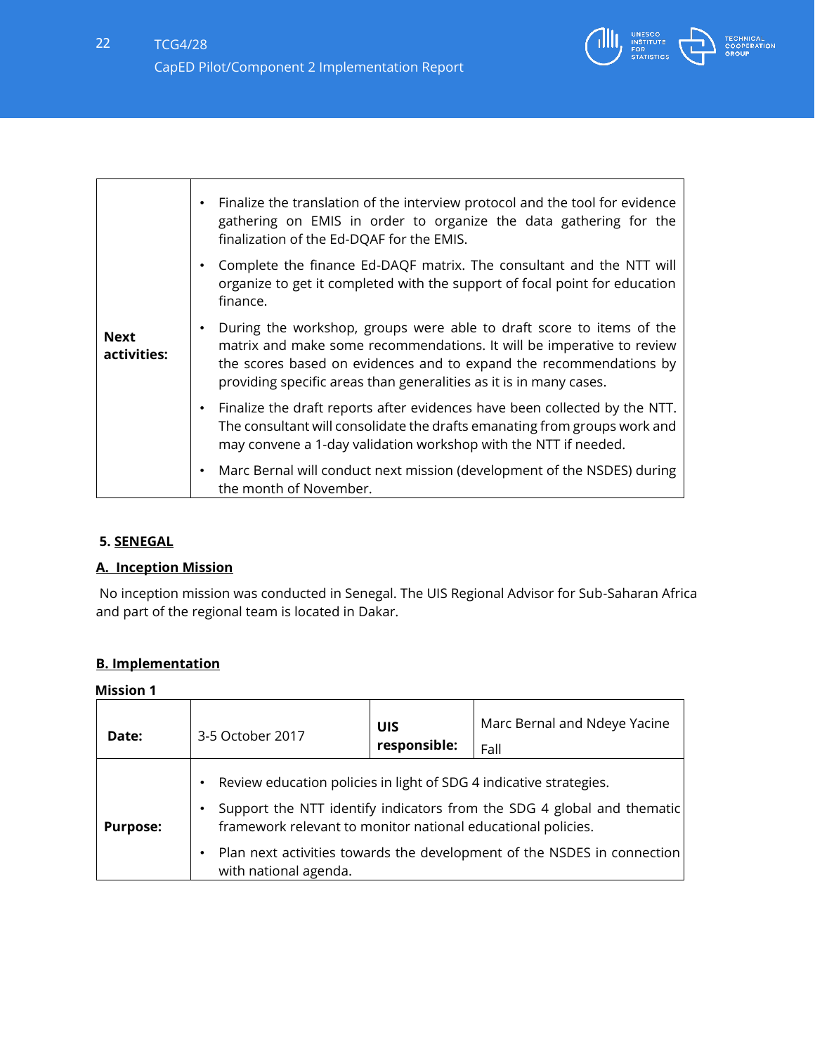| Next activities: | • Finalize the translation of the interview protocol and the tool for evidence gathering on EMIS in order to organize the data gathering for the finalization of the Ed-DQAF for the EMIS.<br>• Complete the finance Ed-DAQF matrix. The consultant and the NTT will organize to get it completed with the support of focal point for education finance.<br>• During the workshop, groups were able to draft score to items of the matrix and make some recommendations. It will be imperative to review the scores based on evidences and to expand the recommendations by providing specific areas than generalities as it is in many cases.<br>• Finalize the draft reports after evidences have been collected by the NTT. The consultant will consolidate the drafts emanating from groups work and may convene a 1-day validation workshop with the NTT if needed.<br>• Marc Bernal will conduct next mission (development of the NSDES) during the month of November. |
|---|---|

## 5. SENEGAL

### A. Inception Mission

No inception mission was conducted in Senegal. The UIS Regional Advisor for Sub-Saharan Africa and part of the regional team is located in Dakar.

### B. Implementation

**Mission 1**

| Date: | 3-5 October 2017 | UIS responsible: | Marc Bernal and Ndeye Yacine Fall |
|---|---|---|---|
| Purpose: | • Review education policies in light of SDG 4 indicative strategies.<br>• Support the NTT identify indicators from the SDG 4 global and thematic framework relevant to monitor national educational policies.<br>• Plan next activities towards the development of the NSDES in connection with national agenda. | | |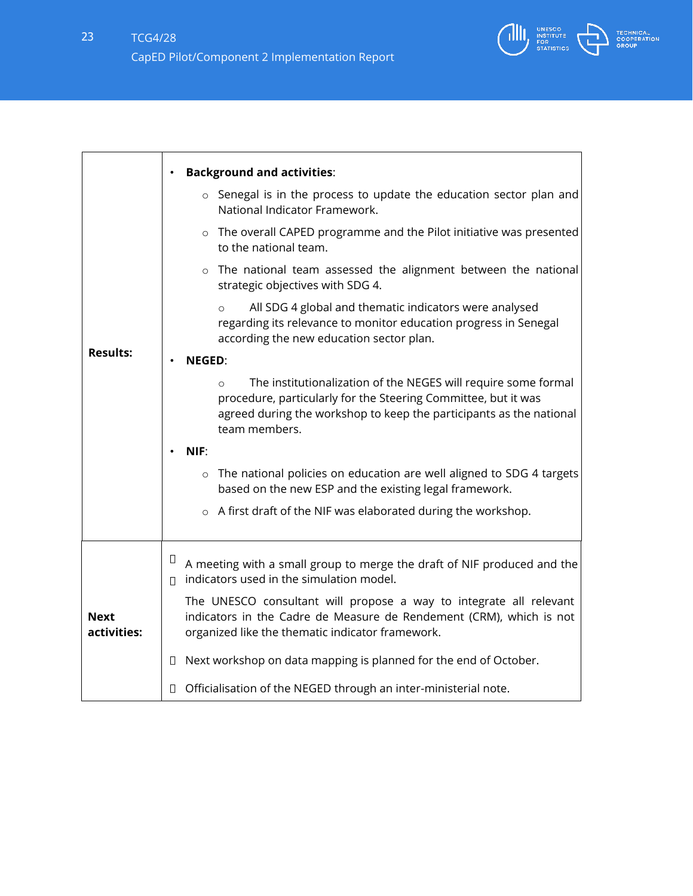| | |
|---|---|
| **Results:** | • **Background and activities**:<br>  ○ Senegal is in the process to update the education sector plan and National Indicator Framework.<br>  ○ The overall CAPED programme and the Pilot initiative was presented to the national team.<br>  ○ The national team assessed the alignment between the national strategic objectives with SDG 4.<br>  ○ All SDG 4 global and thematic indicators were analysed regarding its relevance to monitor education progress in Senegal according the new education sector plan.<br>• **NEGED**:<br>  ○ The institutionalization of the NEGES will require some formal procedure, particularly for the Steering Committee, but it was agreed during the workshop to keep the participants as the national team members.<br>• **NIF**:<br>  ○ The national policies on education are well aligned to SDG 4 targets based on the new ESP and the existing legal framework.<br>  ○ A first draft of the NIF was elaborated during the workshop. |
| **Next activities:** | • A meeting with a small group to merge the draft of NIF produced and the indicators used in the simulation model.<br>• The UNESCO consultant will propose a way to integrate all relevant indicators in the Cadre de Measure de Rendement (CRM), which is not organized like the thematic indicator framework.<br>• Next workshop on data mapping is planned for the end of October.<br>• Officialisation of the NEGED through an inter-ministerial note. |